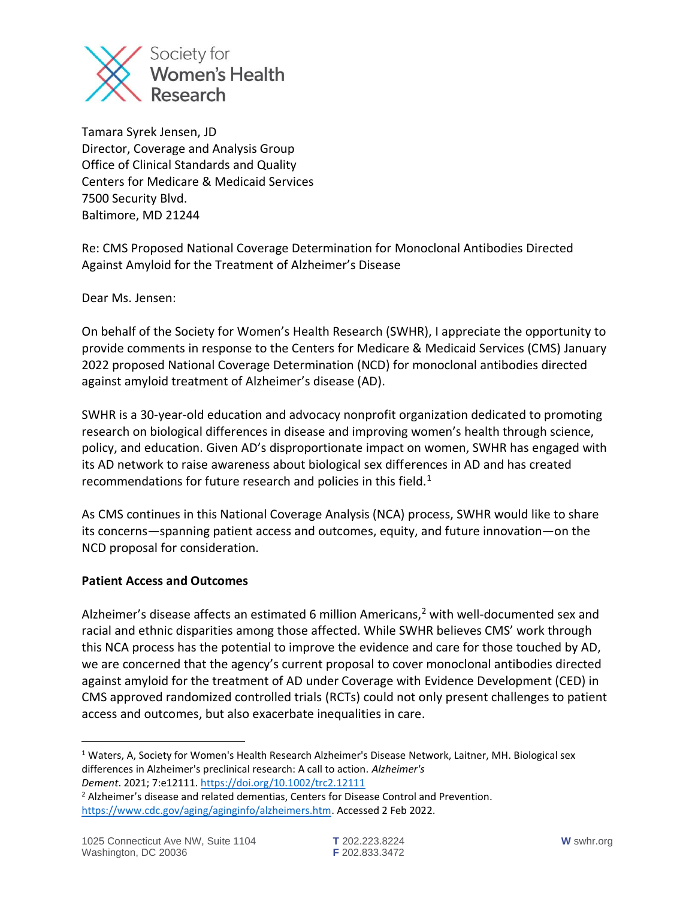Society for Women's Health Research

Tamara Syrek Jensen, JD
Director, Coverage and Analysis Group
Office of Clinical Standards and Quality
Centers for Medicare & Medicaid Services
7500 Security Blvd.
Baltimore, MD 21244

Re: CMS Proposed National Coverage Determination for Monoclonal Antibodies Directed Against Amyloid for the Treatment of Alzheimer's Disease

Dear Ms. Jensen:

On behalf of the Society for Women's Health Research (SWHR), I appreciate the opportunity to provide comments in response to the Centers for Medicare & Medicaid Services (CMS) January 2022 proposed National Coverage Determination (NCD) for monoclonal antibodies directed against amyloid treatment of Alzheimer's disease (AD).

SWHR is a 30-year-old education and advocacy nonprofit organization dedicated to promoting research on biological differences in disease and improving women's health through science, policy, and education. Given AD's disproportionate impact on women, SWHR has engaged with its AD network to raise awareness about biological sex differences in AD and has created recommendations for future research and policies in this field.[1]

As CMS continues in this National Coverage Analysis (NCA) process, SWHR would like to share its concerns—spanning patient access and outcomes, equity, and future innovation—on the NCD proposal for consideration.

**Patient Access and Outcomes**

Alzheimer's disease affects an estimated 6 million Americans,[2] with well-documented sex and racial and ethnic disparities among those affected. While SWHR believes CMS' work through this NCA process has the potential to improve the evidence and care for those touched by AD, we are concerned that the agency's current proposal to cover monoclonal antibodies directed against amyloid for the treatment of AD under Coverage with Evidence Development (CED) in CMS approved randomized controlled trials (RCTs) could not only present challenges to patient access and outcomes, but also exacerbate inequalities in care.

---

[1] Waters, A, Society for Women's Health Research Alzheimer's Disease Network, Laitner, MH. Biological sex differences in Alzheimer's preclinical research: A call to action. *Alzheimer's Dement*. 2021; 7:e12111. https://doi.org/10.1002/trc2.12111

[2] Alzheimer's disease and related dementias, Centers for Disease Control and Prevention. https://www.cdc.gov/aging/aginginfo/alzheimers.htm. Accessed 2 Feb 2022.

1025 Connecticut Ave NW, Suite 1104
Washington, DC 20036

T 202.223.8224
F 202.833.3472

W swhr.org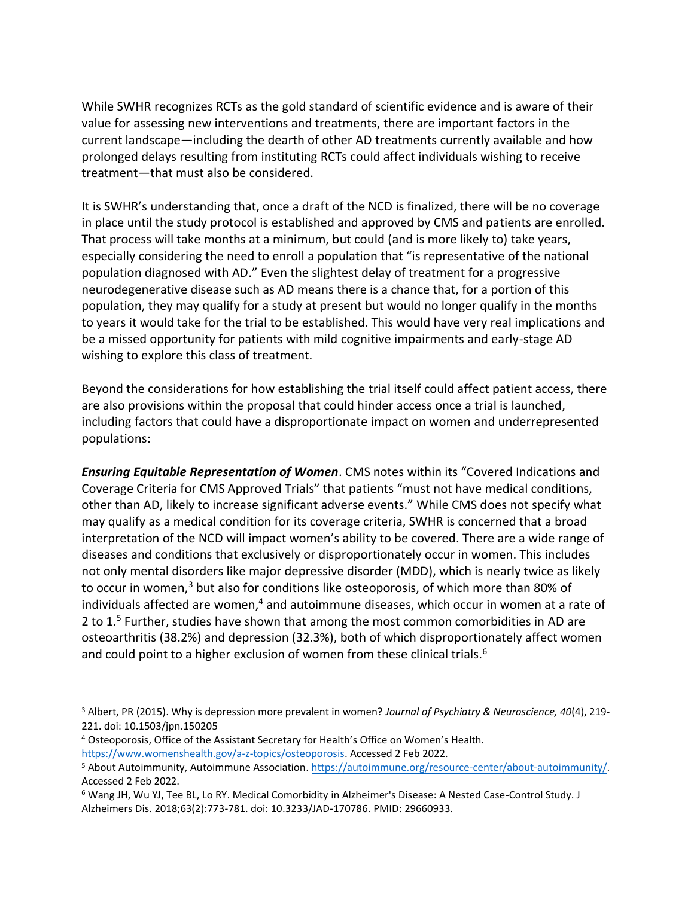While SWHR recognizes RCTs as the gold standard of scientific evidence and is aware of their value for assessing new interventions and treatments, there are important factors in the current landscape—including the dearth of other AD treatments currently available and how prolonged delays resulting from instituting RCTs could affect individuals wishing to receive treatment—that must also be considered.

It is SWHR's understanding that, once a draft of the NCD is finalized, there will be no coverage in place until the study protocol is established and approved by CMS and patients are enrolled. That process will take months at a minimum, but could (and is more likely to) take years, especially considering the need to enroll a population that "is representative of the national population diagnosed with AD." Even the slightest delay of treatment for a progressive neurodegenerative disease such as AD means there is a chance that, for a portion of this population, they may qualify for a study at present but would no longer qualify in the months to years it would take for the trial to be established. This would have very real implications and be a missed opportunity for patients with mild cognitive impairments and early-stage AD wishing to explore this class of treatment.

Beyond the considerations for how establishing the trial itself could affect patient access, there are also provisions within the proposal that could hinder access once a trial is launched, including factors that could have a disproportionate impact on women and underrepresented populations:

***Ensuring Equitable Representation of Women***. CMS notes within its "Covered Indications and Coverage Criteria for CMS Approved Trials" that patients "must not have medical conditions, other than AD, likely to increase significant adverse events." While CMS does not specify what may qualify as a medical condition for its coverage criteria, SWHR is concerned that a broad interpretation of the NCD will impact women's ability to be covered. There are a wide range of diseases and conditions that exclusively or disproportionately occur in women. This includes not only mental disorders like major depressive disorder (MDD), which is nearly twice as likely to occur in women,[3] but also for conditions like osteoporosis, of which more than 80% of individuals affected are women,[4] and autoimmune diseases, which occur in women at a rate of 2 to 1.[5] Further, studies have shown that among the most common comorbidities in AD are osteoarthritis (38.2%) and depression (32.3%), both of which disproportionately affect women and could point to a higher exclusion of women from these clinical trials.[6]

---

[3] Albert, PR (2015). Why is depression more prevalent in women? *Journal of Psychiatry & Neuroscience, 40*(4), 219-221. doi: 10.1503/jpn.150205

[4] Osteoporosis, Office of the Assistant Secretary for Health's Office on Women's Health. https://www.womenshealth.gov/a-z-topics/osteoporosis. Accessed 2 Feb 2022.

[5] About Autoimmunity, Autoimmune Association. https://autoimmune.org/resource-center/about-autoimmunity/. Accessed 2 Feb 2022.

[6] Wang JH, Wu YJ, Tee BL, Lo RY. Medical Comorbidity in Alzheimer's Disease: A Nested Case-Control Study. J Alzheimers Dis. 2018;63(2):773-781. doi: 10.3233/JAD-170786. PMID: 29660933.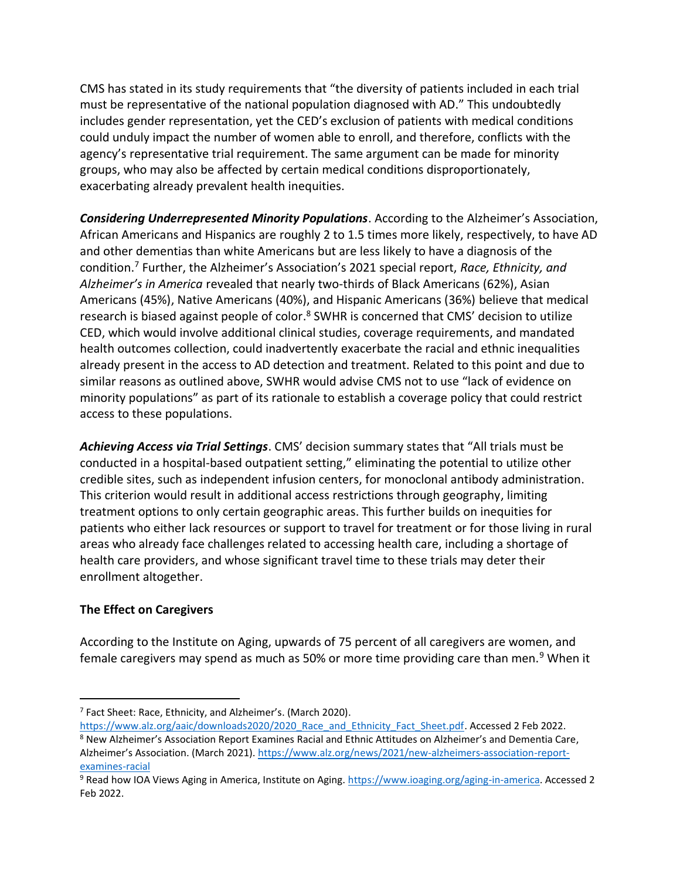CMS has stated in its study requirements that "the diversity of patients included in each trial must be representative of the national population diagnosed with AD." This undoubtedly includes gender representation, yet the CED's exclusion of patients with medical conditions could unduly impact the number of women able to enroll, and therefore, conflicts with the agency's representative trial requirement. The same argument can be made for minority groups, who may also be affected by certain medical conditions disproportionately, exacerbating already prevalent health inequities.

***Considering Underrepresented Minority Populations***. According to the Alzheimer's Association, African Americans and Hispanics are roughly 2 to 1.5 times more likely, respectively, to have AD and other dementias than white Americans but are less likely to have a diagnosis of the condition.[7] Further, the Alzheimer's Association's 2021 special report, *Race, Ethnicity, and Alzheimer's in America* revealed that nearly two-thirds of Black Americans (62%), Asian Americans (45%), Native Americans (40%), and Hispanic Americans (36%) believe that medical research is biased against people of color.[8] SWHR is concerned that CMS' decision to utilize CED, which would involve additional clinical studies, coverage requirements, and mandated health outcomes collection, could inadvertently exacerbate the racial and ethnic inequalities already present in the access to AD detection and treatment. Related to this point and due to similar reasons as outlined above, SWHR would advise CMS not to use "lack of evidence on minority populations" as part of its rationale to establish a coverage policy that could restrict access to these populations.

***Achieving Access via Trial Settings***. CMS' decision summary states that "All trials must be conducted in a hospital-based outpatient setting," eliminating the potential to utilize other credible sites, such as independent infusion centers, for monoclonal antibody administration. This criterion would result in additional access restrictions through geography, limiting treatment options to only certain geographic areas. This further builds on inequities for patients who either lack resources or support to travel for treatment or for those living in rural areas who already face challenges related to accessing health care, including a shortage of health care providers, and whose significant travel time to these trials may deter their enrollment altogether.

**The Effect on Caregivers**

According to the Institute on Aging, upwards of 75 percent of all caregivers are women, and female caregivers may spend as much as 50% or more time providing care than men.[9] When it

---

[7] Fact Sheet: Race, Ethnicity, and Alzheimer's. (March 2020). https://www.alz.org/aaic/downloads2020/2020_Race_and_Ethnicity_Fact_Sheet.pdf. Accessed 2 Feb 2022.

[8] New Alzheimer's Association Report Examines Racial and Ethnic Attitudes on Alzheimer's and Dementia Care, Alzheimer's Association. (March 2021). https://www.alz.org/news/2021/new-alzheimers-association-report-examines-racial

[9] Read how IOA Views Aging in America, Institute on Aging. https://www.ioaging.org/aging-in-america. Accessed 2 Feb 2022.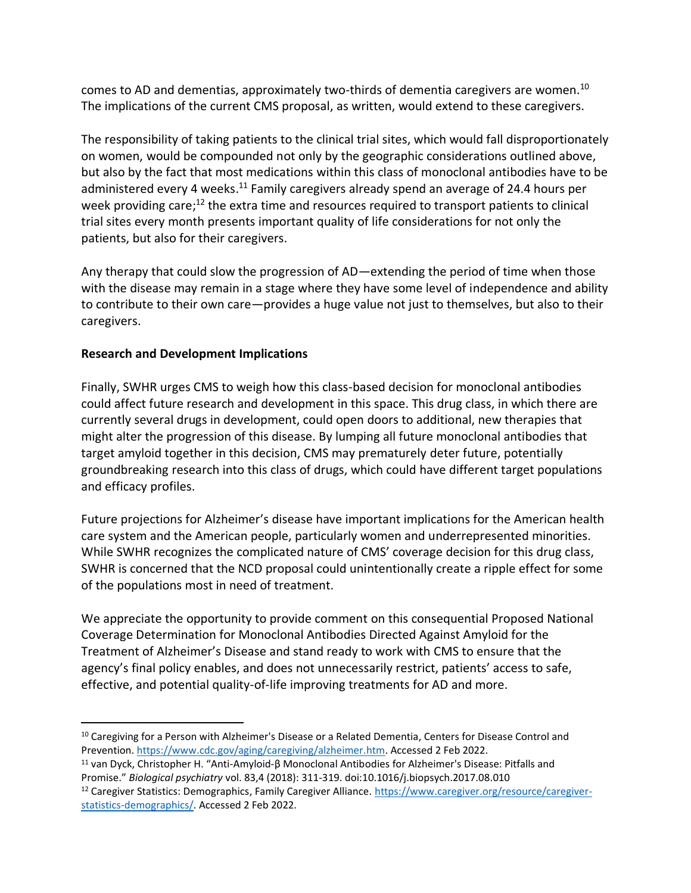comes to AD and dementias, approximately two-thirds of dementia caregivers are women.[10] The implications of the current CMS proposal, as written, would extend to these caregivers.

The responsibility of taking patients to the clinical trial sites, which would fall disproportionately on women, would be compounded not only by the geographic considerations outlined above, but also by the fact that most medications within this class of monoclonal antibodies have to be administered every 4 weeks.[11] Family caregivers already spend an average of 24.4 hours per week providing care;[12] the extra time and resources required to transport patients to clinical trial sites every month presents important quality of life considerations for not only the patients, but also for their caregivers.

Any therapy that could slow the progression of AD—extending the period of time when those with the disease may remain in a stage where they have some level of independence and ability to contribute to their own care—provides a huge value not just to themselves, but also to their caregivers.

**Research and Development Implications**

Finally, SWHR urges CMS to weigh how this class-based decision for monoclonal antibodies could affect future research and development in this space. This drug class, in which there are currently several drugs in development, could open doors to additional, new therapies that might alter the progression of this disease. By lumping all future monoclonal antibodies that target amyloid together in this decision, CMS may prematurely deter future, potentially groundbreaking research into this class of drugs, which could have different target populations and efficacy profiles.

Future projections for Alzheimer's disease have important implications for the American health care system and the American people, particularly women and underrepresented minorities. While SWHR recognizes the complicated nature of CMS' coverage decision for this drug class, SWHR is concerned that the NCD proposal could unintentionally create a ripple effect for some of the populations most in need of treatment.

We appreciate the opportunity to provide comment on this consequential Proposed National Coverage Determination for Monoclonal Antibodies Directed Against Amyloid for the Treatment of Alzheimer's Disease and stand ready to work with CMS to ensure that the agency's final policy enables, and does not unnecessarily restrict, patients' access to safe, effective, and potential quality-of-life improving treatments for AD and more.

---

[10] Caregiving for a Person with Alzheimer's Disease or a Related Dementia, Centers for Disease Control and Prevention. https://www.cdc.gov/aging/caregiving/alzheimer.htm. Accessed 2 Feb 2022.

[11] van Dyck, Christopher H. "Anti-Amyloid-β Monoclonal Antibodies for Alzheimer's Disease: Pitfalls and Promise." *Biological psychiatry* vol. 83,4 (2018): 311-319. doi:10.1016/j.biopsych.2017.08.010

[12] Caregiver Statistics: Demographics, Family Caregiver Alliance. https://www.caregiver.org/resource/caregiver-statistics-demographics/. Accessed 2 Feb 2022.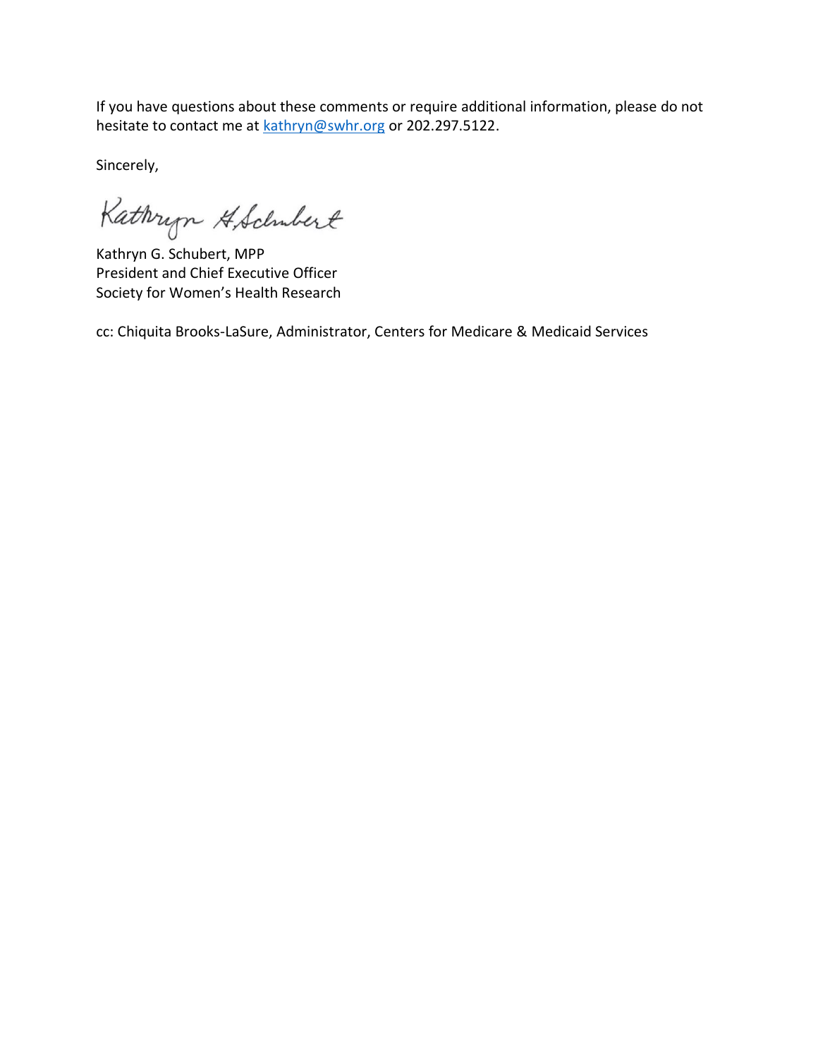If you have questions about these comments or require additional information, please do not hesitate to contact me at kathryn@swhr.org or 202.297.5122.

Sincerely,

Kathryn G. Schubert

Kathryn G. Schubert, MPP
President and Chief Executive Officer
Society for Women's Health Research

cc: Chiquita Brooks-LaSure, Administrator, Centers for Medicare & Medicaid Services